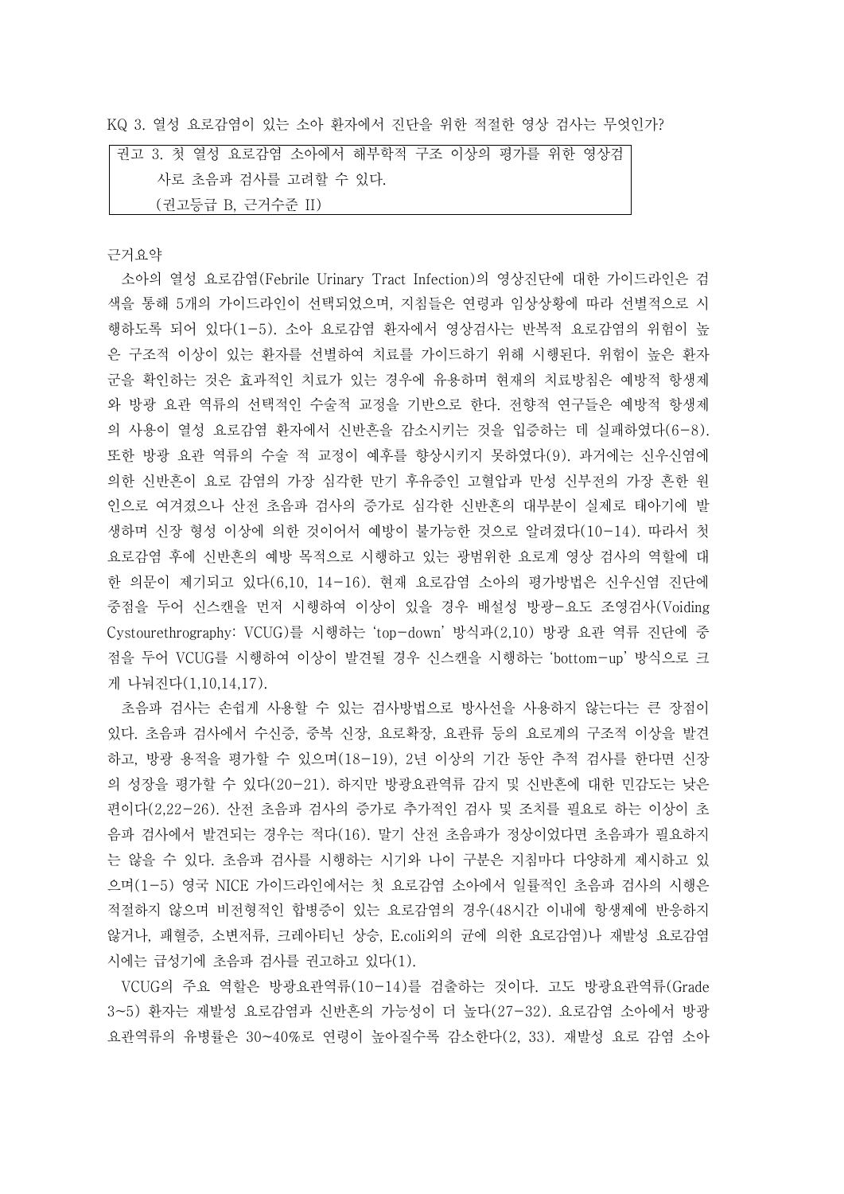KQ 3. 열성 요로감염이 있는 소아 환자에서 진단을 위한 적절한 영상 검사는 무엇인가?

> 권고 3. 첫 열성 요로감염 소아에서 해부학적 구조 이상의 평가를 위한 영상검사로 초음파 검사를 고려할 수 있다.
> (권고등급 B, 근거수준 II)

근거요약

소아의 열성 요로감염(Febrile Urinary Tract Infection)의 영상진단에 대한 가이드라인은 검색을 통해 5개의 가이드라인이 선택되었으며, 지침들은 연령과 임상상황에 따라 선별적으로 시행하도록 되어 있다(1-5). 소아 요로감염 환자에서 영상검사는 반복적 요로감염의 위험이 높은 구조적 이상이 있는 환자를 선별하여 치료를 가이드하기 위해 시행된다. 위험이 높은 환자군을 확인하는 것은 효과적인 치료가 있는 경우에 유용하며 현재의 치료방침은 예방적 항생제와 방광 요관 역류의 선택적인 수술적 교정을 기반으로 한다. 전향적 연구들은 예방적 항생제의 사용이 열성 요로감염 환자에서 신반흔을 감소시키는 것을 입증하는 데 실패하였다(6-8). 또한 방광 요관 역류의 수술 적 교정이 예후를 향상시키지 못하였다(9). 과거에는 신우신염에 의한 신반흔이 요로 감염의 가장 심각한 만기 후유증인 고혈압과 만성 신부전의 가장 흔한 원인으로 여겨졌으나 산전 초음파 검사의 증가로 심각한 신반흔의 대부분이 실제로 태아기에 발생하며 신장 형성 이상에 의한 것이어서 예방이 불가능한 것으로 알려졌다(10-14). 따라서 첫 요로감염 후에 신반흔의 예방 목적으로 시행하고 있는 광범위한 요로계 영상 검사의 역할에 대한 의문이 제기되고 있다(6,10, 14-16). 현재 요로감염 소아의 평가방법은 신우신염 진단에 중점을 두어 신스캔을 먼저 시행하여 이상이 있을 경우 배설성 방광-요도 조영검사(Voiding Cystourethrography: VCUG)를 시행하는 'top-down' 방식과(2,10) 방광 요관 역류 진단에 중점을 두어 VCUG를 시행하여 이상이 발견될 경우 신스캔을 시행하는 'bottom-up' 방식으로 크게 나눠진다(1,10,14,17).

초음파 검사는 손쉽게 사용할 수 있는 검사방법으로 방사선을 사용하지 않는다는 큰 장점이 있다. 초음파 검사에서 수신증, 중복 신장, 요로확장, 요관류 등의 요로계의 구조적 이상을 발견하고, 방광 용적을 평가할 수 있으며(18-19), 2년 이상의 기간 동안 추적 검사를 한다면 신장의 성장을 평가할 수 있다(20-21). 하지만 방광요관역류 감지 및 신반흔에 대한 민감도는 낮은 편이다(2,22-26). 산전 초음파 검사의 증가로 추가적인 검사 및 조치를 필요로 하는 이상이 초음파 검사에서 발견되는 경우는 적다(16). 말기 산전 초음파가 정상이었다면 초음파가 필요하지는 않을 수 있다. 초음파 검사를 시행하는 시기와 나이 구분은 지침마다 다양하게 제시하고 있으며(1-5) 영국 NICE 가이드라인에서는 첫 요로감염 소아에서 일률적인 초음파 검사의 시행은 적절하지 않으며 비전형적인 합병증이 있는 요로감염의 경우(48시간 이내에 항생제에 반응하지 않거나, 패혈증, 소변저류, 크레아티닌 상승, E.coli외의 균에 의한 요로감염)나 재발성 요로감염 시에는 급성기에 초음파 검사를 권고하고 있다(1).

VCUG의 주요 역할은 방광요관역류(10-14)를 검출하는 것이다. 고도 방광요관역류(Grade 3~5) 환자는 재발성 요로감염과 신반흔의 가능성이 더 높다(27-32). 요로감염 소아에서 방광요관역류의 유병률은 30~40%로 연령이 높아질수록 감소한다(2, 33). 재발성 요로 감염 소아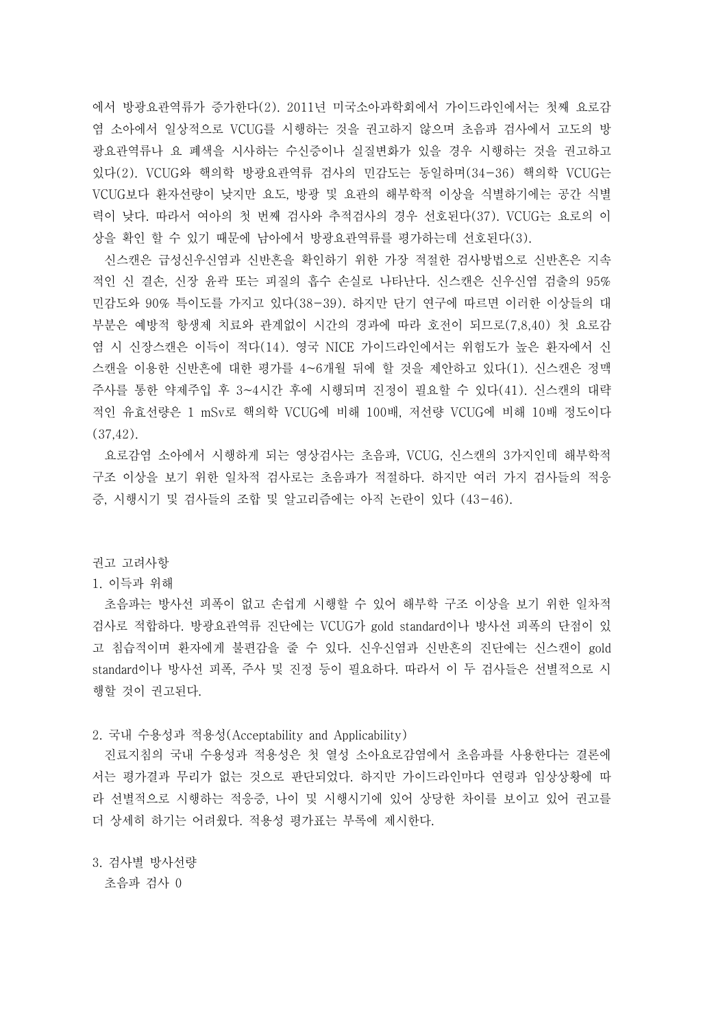에서 방광요관역류가 증가한다(2). 2011년 미국소아과학회에서 가이드라인에서는 첫째 요로감염 소아에서 일상적으로 VCUG를 시행하는 것을 권고하지 않으며 초음파 검사에서 고도의 방광요관역류나 요 폐색을 시사하는 수신증이나 실질변화가 있을 경우 시행하는 것을 권고하고 있다(2). VCUG와 핵의학 방광요관역류 검사의 민감도는 동일하며(34-36) 핵의학 VCUG는 VCUG보다 환자선량이 낮지만 요도, 방광 및 요관의 해부학적 이상을 식별하기에는 공간 식별력이 낮다. 따라서 여아의 첫 번째 검사와 추적검사의 경우 선호된다(37). VCUG는 요로의 이상을 확인 할 수 있기 때문에 남아에서 방광요관역류를 평가하는데 선호된다(3).

신스캔은 급성신우신염과 신반흔을 확인하기 위한 가장 적절한 검사방법으로 신반흔은 지속적인 신 결손, 신장 윤곽 또는 피질의 흡수 손실로 나타난다. 신스캔은 신우신염 검출의 95% 민감도와 90% 특이도를 가지고 있다(38-39). 하지만 단기 연구에 따르면 이러한 이상들의 대부분은 예방적 항생제 치료와 관계없이 시간의 경과에 따라 호전이 되므로(7,8,40) 첫 요로감염 시 신장스캔은 이득이 적다(14). 영국 NICE 가이드라인에서는 위험도가 높은 환자에서 신스캔을 이용한 신반흔에 대한 평가를 4~6개월 뒤에 할 것을 제안하고 있다(1). 신스캔은 정맥주사를 통한 약제주입 후 3~4시간 후에 시행되며 진정이 필요할 수 있다(41). 신스캔의 대략적인 유효선량은 1 mSv로 핵의학 VCUG에 비해 100배, 저선량 VCUG에 비해 10배 정도이다(37,42).

요로감염 소아에서 시행하게 되는 영상검사는 초음파, VCUG, 신스캔의 3가지인데 해부학적 구조 이상을 보기 위한 일차적 검사로는 초음파가 적절하다. 하지만 여러 가지 검사들의 적응증, 시행시기 및 검사들의 조합 및 알고리즘에는 아직 논란이 있다 (43-46).

권고 고려사항

1. 이득과 위해

초음파는 방사선 피폭이 없고 손쉽게 시행할 수 있어 해부학 구조 이상을 보기 위한 일차적 검사로 적합하다. 방광요관역류 진단에는 VCUG가 gold standard이나 방사선 피폭의 단점이 있고 침습적이며 환자에게 불편감을 줄 수 있다. 신우신염과 신반흔의 진단에는 신스캔이 gold standard이나 방사선 피폭, 주사 및 진정 등이 필요하다. 따라서 이 두 검사들은 선별적으로 시행할 것이 권고된다.

2. 국내 수용성과 적용성(Acceptability and Applicability)

진료지침의 국내 수용성과 적용성은 첫 열성 소아요로감염에서 초음파를 사용한다는 결론에서는 평가결과 무리가 없는 것으로 판단되었다. 하지만 가이드라인마다 연령과 임상상황에 따라 선별적으로 시행하는 적응증, 나이 및 시행시기에 있어 상당한 차이를 보이고 있어 권고를 더 상세히 하기는 어려웠다. 적용성 평가표는 부록에 제시한다.

3. 검사별 방사선량

초음파 검사 0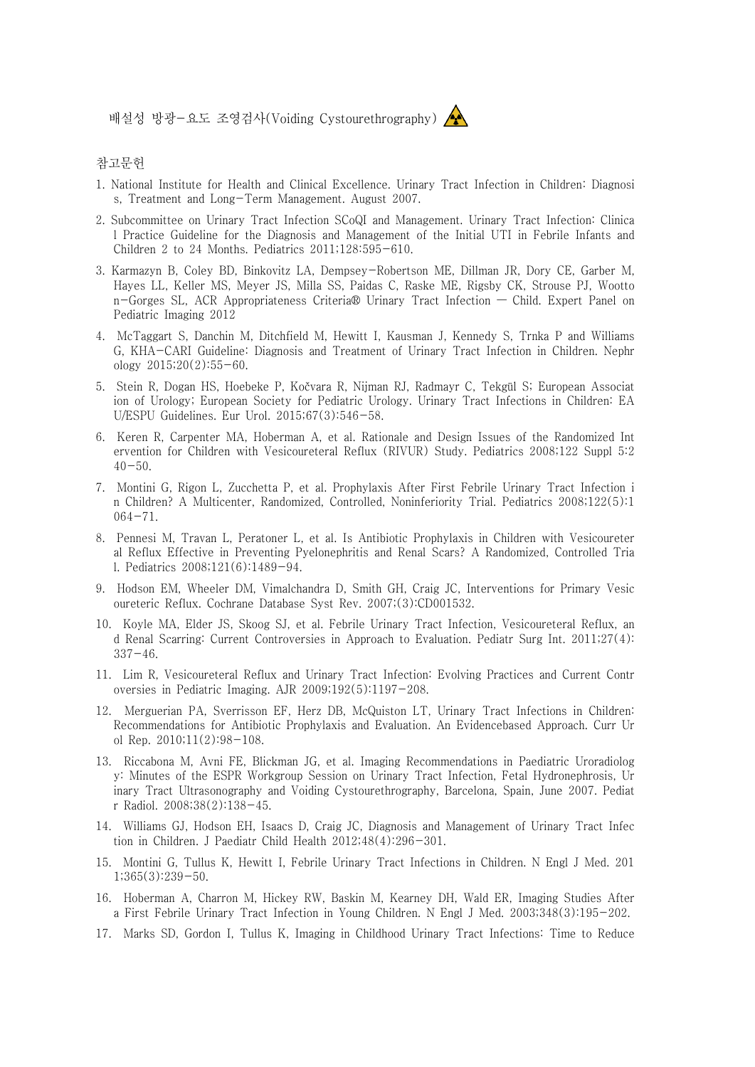배설성 방광-요도 조영검사(Voiding Cystourethrography)

참고문헌

1. National Institute for Health and Clinical Excellence. Urinary Tract Infection in Children: Diagnosis, Treatment and Long-Term Management. August 2007.
2. Subcommittee on Urinary Tract Infection SCoQI and Management. Urinary Tract Infection: Clinical Practice Guideline for the Diagnosis and Management of the Initial UTI in Febrile Infants and Children 2 to 24 Months. Pediatrics 2011;128:595-610.
3. Karmazyn B, Coley BD, Binkovitz LA, Dempsey-Robertson ME, Dillman JR, Dory CE, Garber M, Hayes LL, Keller MS, Meyer JS, Milla SS, Paidas C, Raske ME, Rigsby CK, Strouse PJ, Wootton-Gorges SL, ACR Appropriateness Criteria® Urinary Tract Infection — Child. Expert Panel on Pediatric Imaging 2012
4. McTaggart S, Danchin M, Ditchfield M, Hewitt I, Kausman J, Kennedy S, Trnka P and Williams G, KHA-CARI Guideline: Diagnosis and Treatment of Urinary Tract Infection in Children. Nephrology 2015;20(2):55-60.
5. Stein R, Dogan HS, Hoebeke P, Kočvara R, Nijman RJ, Radmayr C, Tekgül S; European Association of Urology; European Society for Pediatric Urology. Urinary Tract Infections in Children: EAU/ESPU Guidelines. Eur Urol. 2015;67(3):546-58.
6. Keren R, Carpenter MA, Hoberman A, et al. Rationale and Design Issues of the Randomized Intervention for Children with Vesicoureteral Reflux (RIVUR) Study. Pediatrics 2008;122 Suppl 5:240-50.
7. Montini G, Rigon L, Zucchetta P, et al. Prophylaxis After First Febrile Urinary Tract Infection in Children? A Multicenter, Randomized, Controlled, Noninferiority Trial. Pediatrics 2008;122(5):1064-71.
8. Pennesi M, Travan L, Peratoner L, et al. Is Antibiotic Prophylaxis in Children with Vesicoureteral Reflux Effective in Preventing Pyelonephritis and Renal Scars? A Randomized, Controlled Trial. Pediatrics 2008;121(6):1489-94.
9. Hodson EM, Wheeler DM, Vimalchandra D, Smith GH, Craig JC, Interventions for Primary Vesicoureteric Reflux. Cochrane Database Syst Rev. 2007;(3):CD001532.
10. Koyle MA, Elder JS, Skoog SJ, et al. Febrile Urinary Tract Infection, Vesicoureteral Reflux, and Renal Scarring: Current Controversies in Approach to Evaluation. Pediatr Surg Int. 2011;27(4):337-46.
11. Lim R, Vesicoureteral Reflux and Urinary Tract Infection: Evolving Practices and Current Controversies in Pediatric Imaging. AJR 2009;192(5):1197-208.
12. Merguerian PA, Sverrisson EF, Herz DB, McQuiston LT, Urinary Tract Infections in Children: Recommendations for Antibiotic Prophylaxis and Evaluation. An Evidencebased Approach. Curr Urol Rep. 2010;11(2):98-108.
13. Riccabona M, Avni FE, Blickman JG, et al. Imaging Recommendations in Paediatric Uroradiology: Minutes of the ESPR Workgroup Session on Urinary Tract Infection, Fetal Hydronephrosis, Urinary Tract Ultrasonography and Voiding Cystourethrography, Barcelona, Spain, June 2007. Pediatr Radiol. 2008;38(2):138-45.
14. Williams GJ, Hodson EH, Isaacs D, Craig JC, Diagnosis and Management of Urinary Tract Infection in Children. J Paediatr Child Health 2012;48(4):296-301.
15. Montini G, Tullus K, Hewitt I, Febrile Urinary Tract Infections in Children. N Engl J Med. 2011;365(3):239-50.
16. Hoberman A, Charron M, Hickey RW, Baskin M, Kearney DH, Wald ER, Imaging Studies After a First Febrile Urinary Tract Infection in Young Children. N Engl J Med. 2003;348(3):195-202.
17. Marks SD, Gordon I, Tullus K, Imaging in Childhood Urinary Tract Infections: Time to Reduce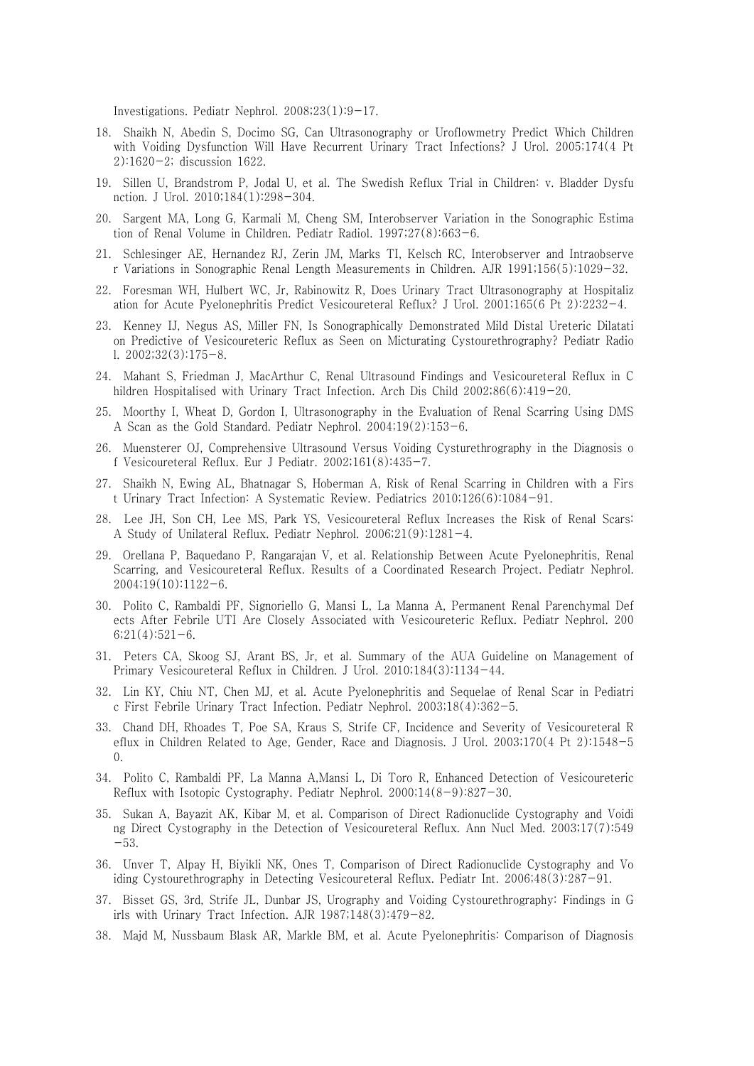Investigations. Pediatr Nephrol. 2008;23(1):9-17.

18. Shaikh N, Abedin S, Docimo SG, Can Ultrasonography or Uroflowmetry Predict Which Children with Voiding Dysfunction Will Have Recurrent Urinary Tract Infections? J Urol. 2005;174(4 Pt 2):1620-2; discussion 1622.
19. Sillen U, Brandstrom P, Jodal U, et al. The Swedish Reflux Trial in Children: v. Bladder Dysfunction. J Urol. 2010;184(1):298-304.
20. Sargent MA, Long G, Karmali M, Cheng SM, Interobserver Variation in the Sonographic Estimation of Renal Volume in Children. Pediatr Radiol. 1997;27(8):663-6.
21. Schlesinger AE, Hernandez RJ, Zerin JM, Marks TI, Kelsch RC, Interobserver and Intraobserver Variations in Sonographic Renal Length Measurements in Children. AJR 1991;156(5):1029-32.
22. Foresman WH, Hulbert WC, Jr, Rabinowitz R, Does Urinary Tract Ultrasonography at Hospitalization for Acute Pyelonephritis Predict Vesicoureteral Reflux? J Urol. 2001;165(6 Pt 2):2232-4.
23. Kenney IJ, Negus AS, Miller FN, Is Sonographically Demonstrated Mild Distal Ureteric Dilatation Predictive of Vesicoureteric Reflux as Seen on Micturating Cystourethrography? Pediatr Radiol. 2002;32(3):175-8.
24. Mahant S, Friedman J, MacArthur C, Renal Ultrasound Findings and Vesicoureteral Reflux in Children Hospitalised with Urinary Tract Infection. Arch Dis Child 2002;86(6):419-20.
25. Moorthy I, Wheat D, Gordon I, Ultrasonography in the Evaluation of Renal Scarring Using DMSA Scan as the Gold Standard. Pediatr Nephrol. 2004;19(2):153-6.
26. Muensterer OJ, Comprehensive Ultrasound Versus Voiding Cysturethrography in the Diagnosis of Vesicoureteral Reflux. Eur J Pediatr. 2002;161(8):435-7.
27. Shaikh N, Ewing AL, Bhatnagar S, Hoberman A, Risk of Renal Scarring in Children with a First Urinary Tract Infection: A Systematic Review. Pediatrics 2010;126(6):1084-91.
28. Lee JH, Son CH, Lee MS, Park YS, Vesicoureteral Reflux Increases the Risk of Renal Scars: A Study of Unilateral Reflux. Pediatr Nephrol. 2006;21(9):1281-4.
29. Orellana P, Baquedano P, Rangarajan V, et al. Relationship Between Acute Pyelonephritis, Renal Scarring, and Vesicoureteral Reflux. Results of a Coordinated Research Project. Pediatr Nephrol. 2004;19(10):1122-6.
30. Polito C, Rambaldi PF, Signoriello G, Mansi L, La Manna A, Permanent Renal Parenchymal Defects After Febrile UTI Are Closely Associated with Vesicoureteric Reflux. Pediatr Nephrol. 2006;21(4):521-6.
31. Peters CA, Skoog SJ, Arant BS, Jr, et al. Summary of the AUA Guideline on Management of Primary Vesicoureteral Reflux in Children. J Urol. 2010;184(3):1134-44.
32. Lin KY, Chiu NT, Chen MJ, et al. Acute Pyelonephritis and Sequelae of Renal Scar in Pediatric First Febrile Urinary Tract Infection. Pediatr Nephrol. 2003;18(4):362-5.
33. Chand DH, Rhoades T, Poe SA, Kraus S, Strife CF, Incidence and Severity of Vesicoureteral Reflux in Children Related to Age, Gender, Race and Diagnosis. J Urol. 2003;170(4 Pt 2):1548-50.
34. Polito C, Rambaldi PF, La Manna A,Mansi L, Di Toro R, Enhanced Detection of Vesicoureteric Reflux with Isotopic Cystography. Pediatr Nephrol. 2000;14(8-9):827-30.
35. Sukan A, Bayazit AK, Kibar M, et al. Comparison of Direct Radionuclide Cystography and Voiding Direct Cystography in the Detection of Vesicoureteral Reflux. Ann Nucl Med. 2003;17(7):549-53.
36. Unver T, Alpay H, Biyikli NK, Ones T, Comparison of Direct Radionuclide Cystography and Voiding Cystourethrography in Detecting Vesicoureteral Reflux. Pediatr Int. 2006;48(3):287-91.
37. Bisset GS, 3rd, Strife JL, Dunbar JS, Urography and Voiding Cystourethrography: Findings in Girls with Urinary Tract Infection. AJR 1987;148(3):479-82.
38. Majd M, Nussbaum Blask AR, Markle BM, et al. Acute Pyelonephritis: Comparison of Diagnosis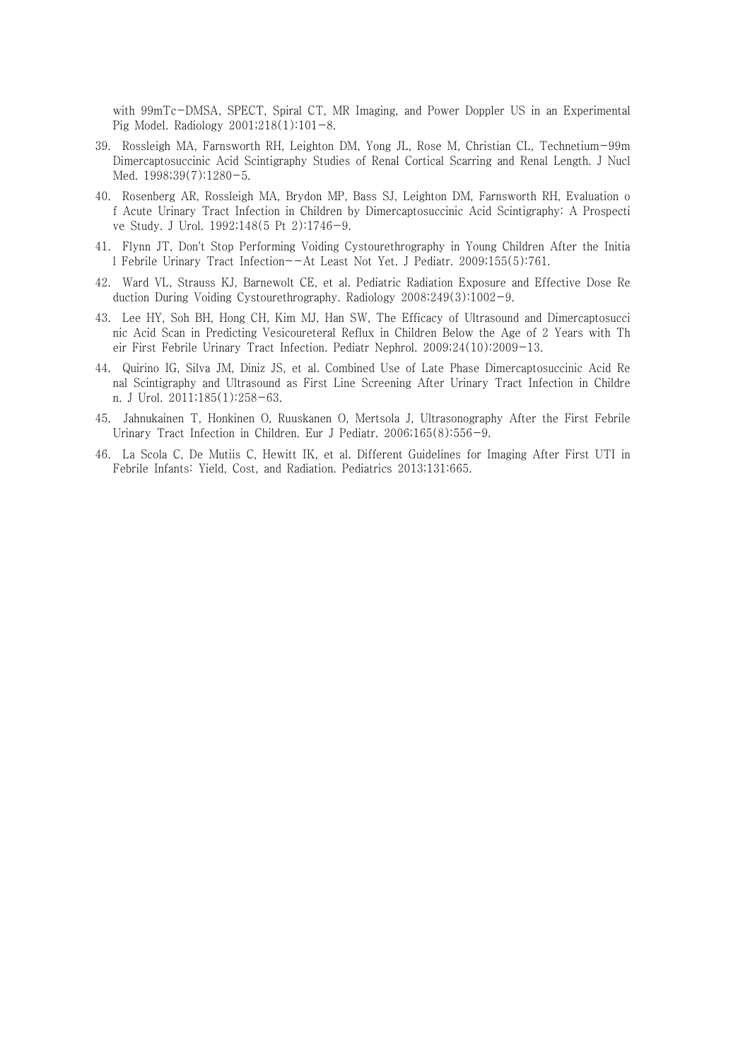with 99mTc-DMSA, SPECT, Spiral CT, MR Imaging, and Power Doppler US in an Experimental Pig Model. Radiology 2001;218(1):101-8.

39. Rossleigh MA, Farnsworth RH, Leighton DM, Yong JL, Rose M, Christian CL, Technetium-99m Dimercaptosuccinic Acid Scintigraphy Studies of Renal Cortical Scarring and Renal Length. J Nucl Med. 1998;39(7):1280-5.

40. Rosenberg AR, Rossleigh MA, Brydon MP, Bass SJ, Leighton DM, Farnsworth RH, Evaluation of Acute Urinary Tract Infection in Children by Dimercaptosuccinic Acid Scintigraphy: A Prospective Study. J Urol. 1992;148(5 Pt 2):1746-9.

41. Flynn JT, Don't Stop Performing Voiding Cystourethrography in Young Children After the Initial Febrile Urinary Tract Infection--At Least Not Yet. J Pediatr. 2009;155(5):761.

42. Ward VL, Strauss KJ, Barnewolt CE, et al. Pediatric Radiation Exposure and Effective Dose Reduction During Voiding Cystourethrography. Radiology 2008;249(3):1002-9.

43. Lee HY, Soh BH, Hong CH, Kim MJ, Han SW, The Efficacy of Ultrasound and Dimercaptosuccinic Acid Scan in Predicting Vesicoureteral Reflux in Children Below the Age of 2 Years with Their First Febrile Urinary Tract Infection. Pediatr Nephrol. 2009;24(10):2009-13.

44. Quirino IG, Silva JM, Diniz JS, et al. Combined Use of Late Phase Dimercaptosuccinic Acid Renal Scintigraphy and Ultrasound as First Line Screening After Urinary Tract Infection in Children. J Urol. 2011;185(1):258-63.

45. Jahnukainen T, Honkinen O, Ruuskanen O, Mertsola J, Ultrasonography After the First Febrile Urinary Tract Infection in Children. Eur J Pediatr. 2006;165(8):556-9.

46. La Scola C, De Mutiis C, Hewitt IK, et al. Different Guidelines for Imaging After First UTI in Febrile Infants: Yield, Cost, and Radiation. Pediatrics 2013;131:665.